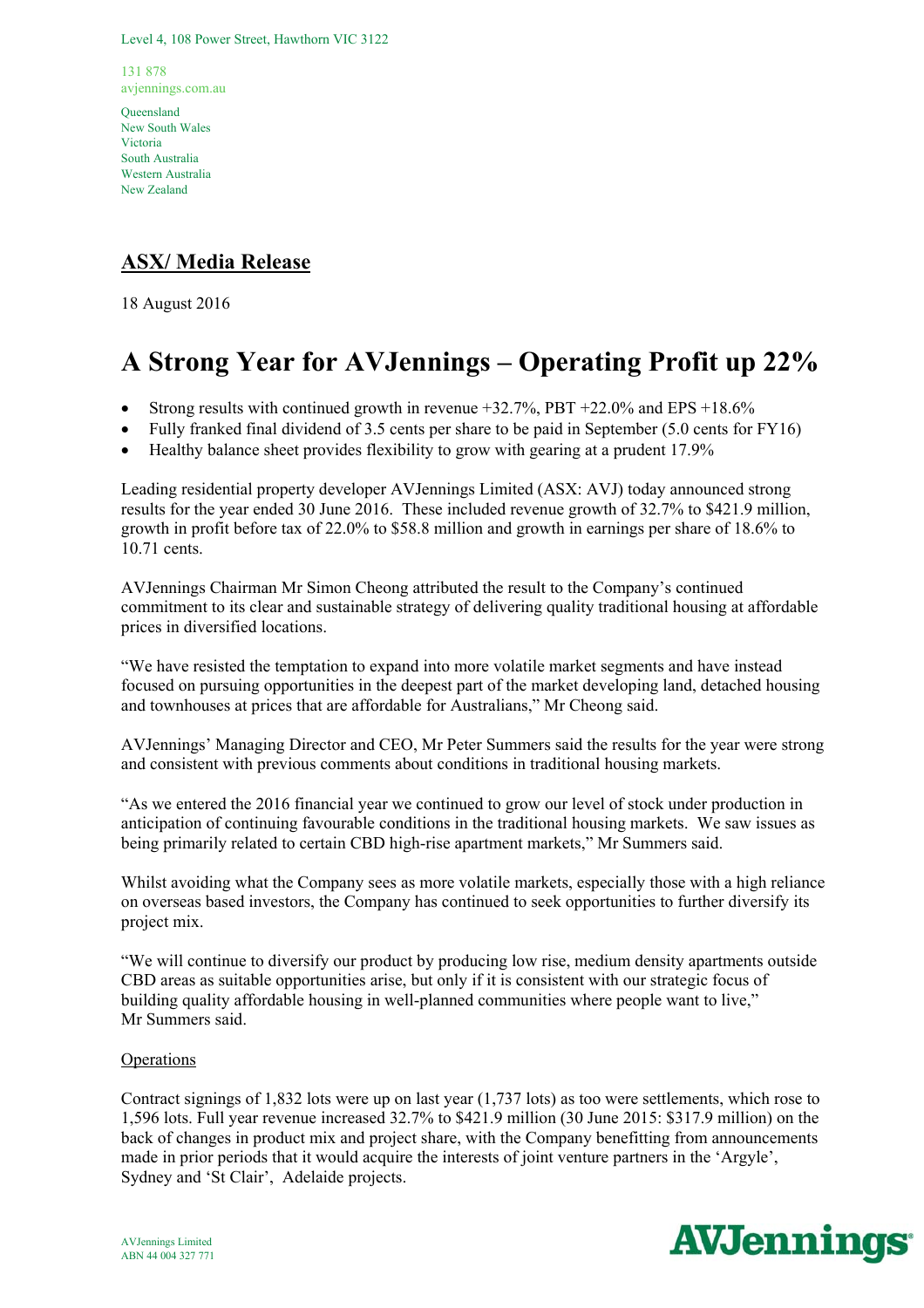Level 4, 108 Power Street, Hawthorn VIC 3122

131 878
avjennings.com.au

Queensland
New South Wales
Victoria
South Australia
Western Australia
New Zealand

**ASX/ Media Release**

18 August 2016

# A Strong Year for AVJennings – Operating Profit up 22%

- Strong results with continued growth in revenue +32.7%, PBT +22.0% and EPS +18.6%
- Fully franked final dividend of 3.5 cents per share to be paid in September (5.0 cents for FY16)
- Healthy balance sheet provides flexibility to grow with gearing at a prudent 17.9%

Leading residential property developer AVJennings Limited (ASX: AVJ) today announced strong results for the year ended 30 June 2016. These included revenue growth of 32.7% to $421.9 million, growth in profit before tax of 22.0% to $58.8 million and growth in earnings per share of 18.6% to 10.71 cents.

AVJennings Chairman Mr Simon Cheong attributed the result to the Company's continued commitment to its clear and sustainable strategy of delivering quality traditional housing at affordable prices in diversified locations.

"We have resisted the temptation to expand into more volatile market segments and have instead focused on pursuing opportunities in the deepest part of the market developing land, detached housing and townhouses at prices that are affordable for Australians," Mr Cheong said.

AVJennings' Managing Director and CEO, Mr Peter Summers said the results for the year were strong and consistent with previous comments about conditions in traditional housing markets.

"As we entered the 2016 financial year we continued to grow our level of stock under production in anticipation of continuing favourable conditions in the traditional housing markets. We saw issues as being primarily related to certain CBD high-rise apartment markets," Mr Summers said.

Whilst avoiding what the Company sees as more volatile markets, especially those with a high reliance on overseas based investors, the Company has continued to seek opportunities to further diversify its project mix.

"We will continue to diversify our product by producing low rise, medium density apartments outside CBD areas as suitable opportunities arise, but only if it is consistent with our strategic focus of building quality affordable housing in well-planned communities where people want to live," Mr Summers said.

## Operations

Contract signings of 1,832 lots were up on last year (1,737 lots) as too were settlements, which rose to 1,596 lots. Full year revenue increased 32.7% to $421.9 million (30 June 2015: $317.9 million) on the back of changes in product mix and project share, with the Company benefitting from announcements made in prior periods that it would acquire the interests of joint venture partners in the 'Argyle', Sydney and 'St Clair', Adelaide projects.

AVJennings Limited
ABN 44 004 327 771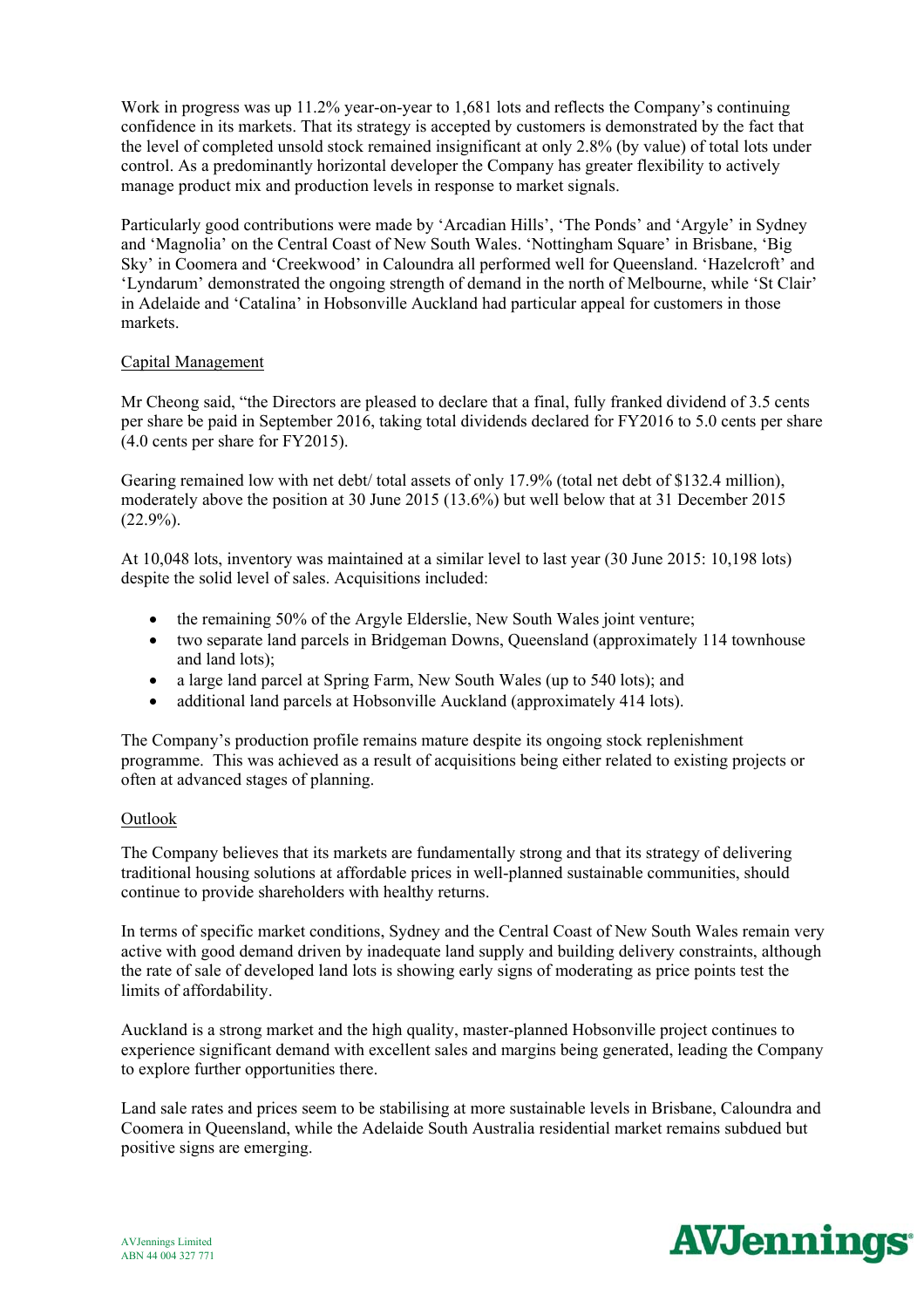Work in progress was up 11.2% year-on-year to 1,681 lots and reflects the Company's continuing confidence in its markets. That its strategy is accepted by customers is demonstrated by the fact that the level of completed unsold stock remained insignificant at only 2.8% (by value) of total lots under control. As a predominantly horizontal developer the Company has greater flexibility to actively manage product mix and production levels in response to market signals.

Particularly good contributions were made by 'Arcadian Hills', 'The Ponds' and 'Argyle' in Sydney and 'Magnolia' on the Central Coast of New South Wales. 'Nottingham Square' in Brisbane, 'Big Sky' in Coomera and 'Creekwood' in Caloundra all performed well for Queensland. 'Hazelcroft' and 'Lyndarum' demonstrated the ongoing strength of demand in the north of Melbourne, while 'St Clair' in Adelaide and 'Catalina' in Hobsonville Auckland had particular appeal for customers in those markets.

## Capital Management

Mr Cheong said, "the Directors are pleased to declare that a final, fully franked dividend of 3.5 cents per share be paid in September 2016, taking total dividends declared for FY2016 to 5.0 cents per share (4.0 cents per share for FY2015).

Gearing remained low with net debt/ total assets of only 17.9% (total net debt of $132.4 million), moderately above the position at 30 June 2015 (13.6%) but well below that at 31 December 2015 (22.9%).

At 10,048 lots, inventory was maintained at a similar level to last year (30 June 2015: 10,198 lots) despite the solid level of sales. Acquisitions included:

- the remaining 50% of the Argyle Elderslie, New South Wales joint venture;
- two separate land parcels in Bridgeman Downs, Queensland (approximately 114 townhouse and land lots);
- a large land parcel at Spring Farm, New South Wales (up to 540 lots); and
- additional land parcels at Hobsonville Auckland (approximately 414 lots).

The Company's production profile remains mature despite its ongoing stock replenishment programme. This was achieved as a result of acquisitions being either related to existing projects or often at advanced stages of planning.

## Outlook

The Company believes that its markets are fundamentally strong and that its strategy of delivering traditional housing solutions at affordable prices in well-planned sustainable communities, should continue to provide shareholders with healthy returns.

In terms of specific market conditions, Sydney and the Central Coast of New South Wales remain very active with good demand driven by inadequate land supply and building delivery constraints, although the rate of sale of developed land lots is showing early signs of moderating as price points test the limits of affordability.

Auckland is a strong market and the high quality, master-planned Hobsonville project continues to experience significant demand with excellent sales and margins being generated, leading the Company to explore further opportunities there.

Land sale rates and prices seem to be stabilising at more sustainable levels in Brisbane, Caloundra and Coomera in Queensland, while the Adelaide South Australia residential market remains subdued but positive signs are emerging.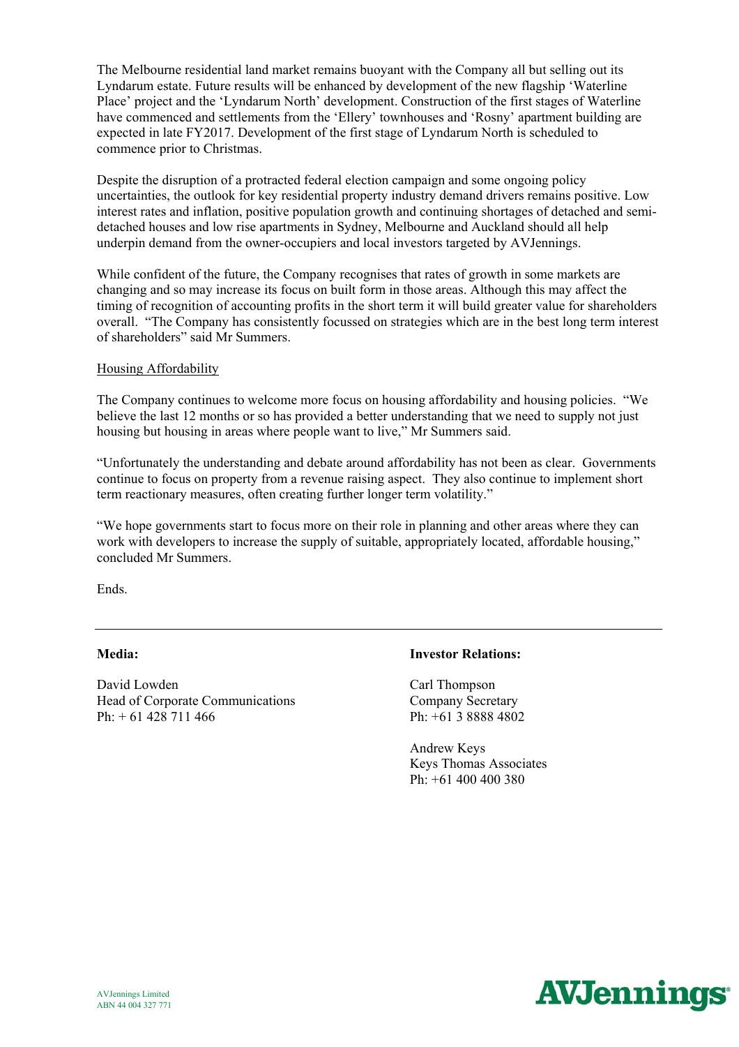The Melbourne residential land market remains buoyant with the Company all but selling out its Lyndarum estate. Future results will be enhanced by development of the new flagship 'Waterline Place' project and the 'Lyndarum North' development. Construction of the first stages of Waterline have commenced and settlements from the 'Ellery' townhouses and 'Rosny' apartment building are expected in late FY2017. Development of the first stage of Lyndarum North is scheduled to commence prior to Christmas.

Despite the disruption of a protracted federal election campaign and some ongoing policy uncertainties, the outlook for key residential property industry demand drivers remains positive. Low interest rates and inflation, positive population growth and continuing shortages of detached and semi-detached houses and low rise apartments in Sydney, Melbourne and Auckland should all help underpin demand from the owner-occupiers and local investors targeted by AVJennings.

While confident of the future, the Company recognises that rates of growth in some markets are changing and so may increase its focus on built form in those areas. Although this may affect the timing of recognition of accounting profits in the short term it will build greater value for shareholders overall. "The Company has consistently focussed on strategies which are in the best long term interest of shareholders" said Mr Summers.

Housing Affordability

The Company continues to welcome more focus on housing affordability and housing policies. "We believe the last 12 months or so has provided a better understanding that we need to supply not just housing but housing in areas where people want to live," Mr Summers said.

"Unfortunately the understanding and debate around affordability has not been as clear. Governments continue to focus on property from a revenue raising aspect. They also continue to implement short term reactionary measures, often creating further longer term volatility."

"We hope governments start to focus more on their role in planning and other areas where they can work with developers to increase the supply of suitable, appropriately located, affordable housing," concluded Mr Summers.

Ends.

---

**Media:**

David Lowden
Head of Corporate Communications
Ph: + 61 428 711 466

**Investor Relations:**

Carl Thompson
Company Secretary
Ph: +61 3 8888 4802

Andrew Keys
Keys Thomas Associates
Ph: +61 400 400 380

AVJennings Limited
ABN 44 004 327 771